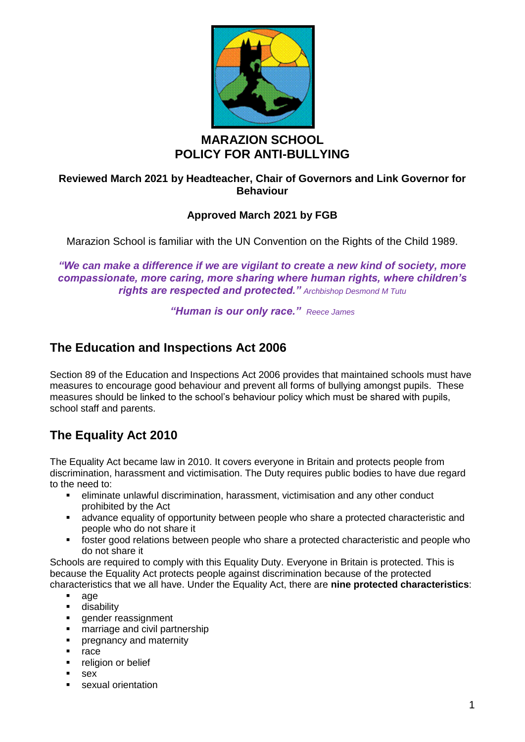# MARAZION SCHOOL
# POLICY FOR ANTI-BULLYING

**Reviewed March 2021 by Headteacher, Chair of Governors and Link Governor for Behaviour**

**Approved March 2021 by FGB**

Marazion School is familiar with the UN Convention on the Rights of the Child 1989.

***"We can make a difference if we are vigilant to create a new kind of society, more compassionate, more caring, more sharing where human rights, where children's rights are respected and protected."*** *Archbishop Desmond M Tutu*

***"Human is our only race."*** *Reece James*

## The Education and Inspections Act 2006

Section 89 of the Education and Inspections Act 2006 provides that maintained schools must have measures to encourage good behaviour and prevent all forms of bullying amongst pupils. These measures should be linked to the school's behaviour policy which must be shared with pupils, school staff and parents.

## The Equality Act 2010

The Equality Act became law in 2010. It covers everyone in Britain and protects people from discrimination, harassment and victimisation. The Duty requires public bodies to have due regard to the need to:

- eliminate unlawful discrimination, harassment, victimisation and any other conduct prohibited by the Act
- advance equality of opportunity between people who share a protected characteristic and people who do not share it
- foster good relations between people who share a protected characteristic and people who do not share it

Schools are required to comply with this Equality Duty. Everyone in Britain is protected. This is because the Equality Act protects people against discrimination because of the protected characteristics that we all have. Under the Equality Act, there are **nine protected characteristics**:

- age
- disability
- gender reassignment
- marriage and civil partnership
- pregnancy and maternity
- race
- religion or belief
- sex
- sexual orientation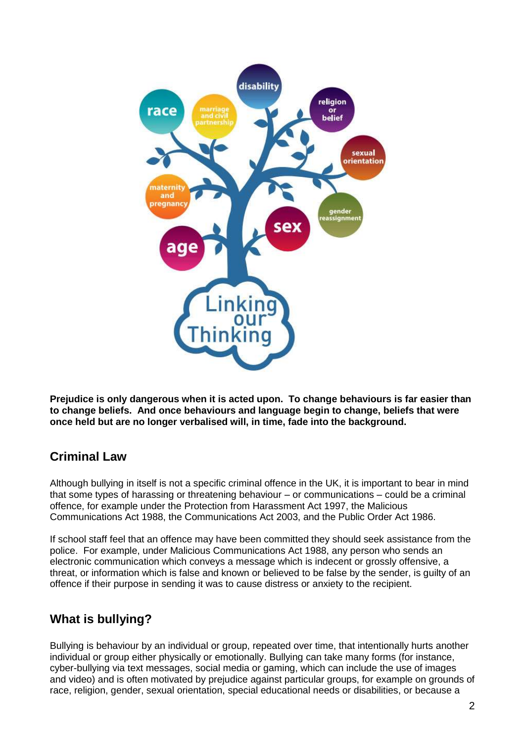**Prejudice is only dangerous when it is acted upon. To change behaviours is far easier than to change beliefs. And once behaviours and language begin to change, beliefs that were once held but are no longer verbalised will, in time, fade into the background.**

## Criminal Law

Although bullying in itself is not a specific criminal offence in the UK, it is important to bear in mind that some types of harassing or threatening behaviour – or communications – could be a criminal offence, for example under the Protection from Harassment Act 1997, the Malicious Communications Act 1988, the Communications Act 2003, and the Public Order Act 1986.

If school staff feel that an offence may have been committed they should seek assistance from the police. For example, under Malicious Communications Act 1988, any person who sends an electronic communication which conveys a message which is indecent or grossly offensive, a threat, or information which is false and known or believed to be false by the sender, is guilty of an offence if their purpose in sending it was to cause distress or anxiety to the recipient.

## What is bullying?

Bullying is behaviour by an individual or group, repeated over time, that intentionally hurts another individual or group either physically or emotionally. Bullying can take many forms (for instance, cyber-bullying via text messages, social media or gaming, which can include the use of images and video) and is often motivated by prejudice against particular groups, for example on grounds of race, religion, gender, sexual orientation, special educational needs or disabilities, or because a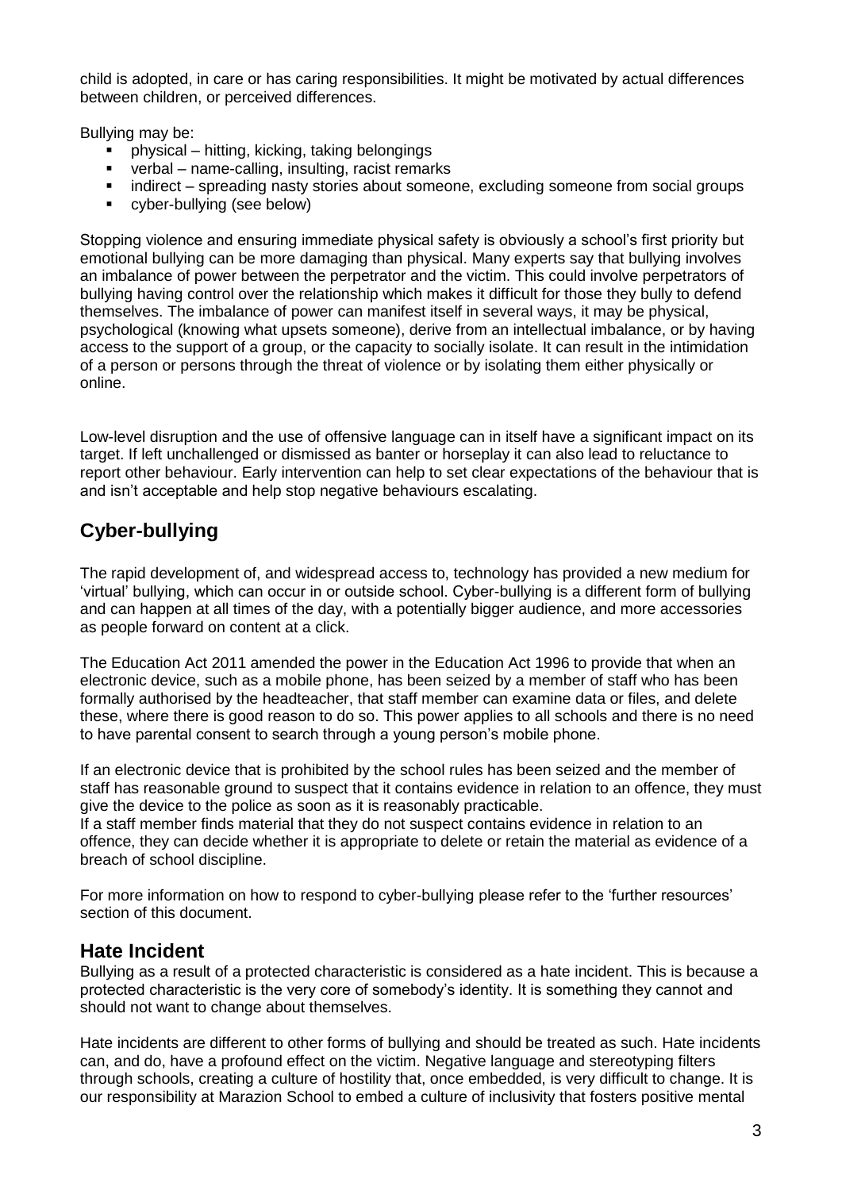child is adopted, in care or has caring responsibilities. It might be motivated by actual differences between children, or perceived differences.

Bullying may be:

- physical – hitting, kicking, taking belongings
- verbal – name-calling, insulting, racist remarks
- indirect – spreading nasty stories about someone, excluding someone from social groups
- cyber-bullying (see below)

Stopping violence and ensuring immediate physical safety is obviously a school's first priority but emotional bullying can be more damaging than physical. Many experts say that bullying involves an imbalance of power between the perpetrator and the victim. This could involve perpetrators of bullying having control over the relationship which makes it difficult for those they bully to defend themselves. The imbalance of power can manifest itself in several ways, it may be physical, psychological (knowing what upsets someone), derive from an intellectual imbalance, or by having access to the support of a group, or the capacity to socially isolate. It can result in the intimidation of a person or persons through the threat of violence or by isolating them either physically or online.

Low-level disruption and the use of offensive language can in itself have a significant impact on its target. If left unchallenged or dismissed as banter or horseplay it can also lead to reluctance to report other behaviour. Early intervention can help to set clear expectations of the behaviour that is and isn't acceptable and help stop negative behaviours escalating.

## Cyber-bullying

The rapid development of, and widespread access to, technology has provided a new medium for 'virtual' bullying, which can occur in or outside school. Cyber-bullying is a different form of bullying and can happen at all times of the day, with a potentially bigger audience, and more accessories as people forward on content at a click.

The Education Act 2011 amended the power in the Education Act 1996 to provide that when an electronic device, such as a mobile phone, has been seized by a member of staff who has been formally authorised by the headteacher, that staff member can examine data or files, and delete these, where there is good reason to do so. This power applies to all schools and there is no need to have parental consent to search through a young person's mobile phone.

If an electronic device that is prohibited by the school rules has been seized and the member of staff has reasonable ground to suspect that it contains evidence in relation to an offence, they must give the device to the police as soon as it is reasonably practicable.
If a staff member finds material that they do not suspect contains evidence in relation to an offence, they can decide whether it is appropriate to delete or retain the material as evidence of a breach of school discipline.

For more information on how to respond to cyber-bullying please refer to the 'further resources' section of this document.

## Hate Incident

Bullying as a result of a protected characteristic is considered as a hate incident. This is because a protected characteristic is the very core of somebody's identity. It is something they cannot and should not want to change about themselves.

Hate incidents are different to other forms of bullying and should be treated as such. Hate incidents can, and do, have a profound effect on the victim. Negative language and stereotyping filters through schools, creating a culture of hostility that, once embedded, is very difficult to change. It is our responsibility at Marazion School to embed a culture of inclusivity that fosters positive mental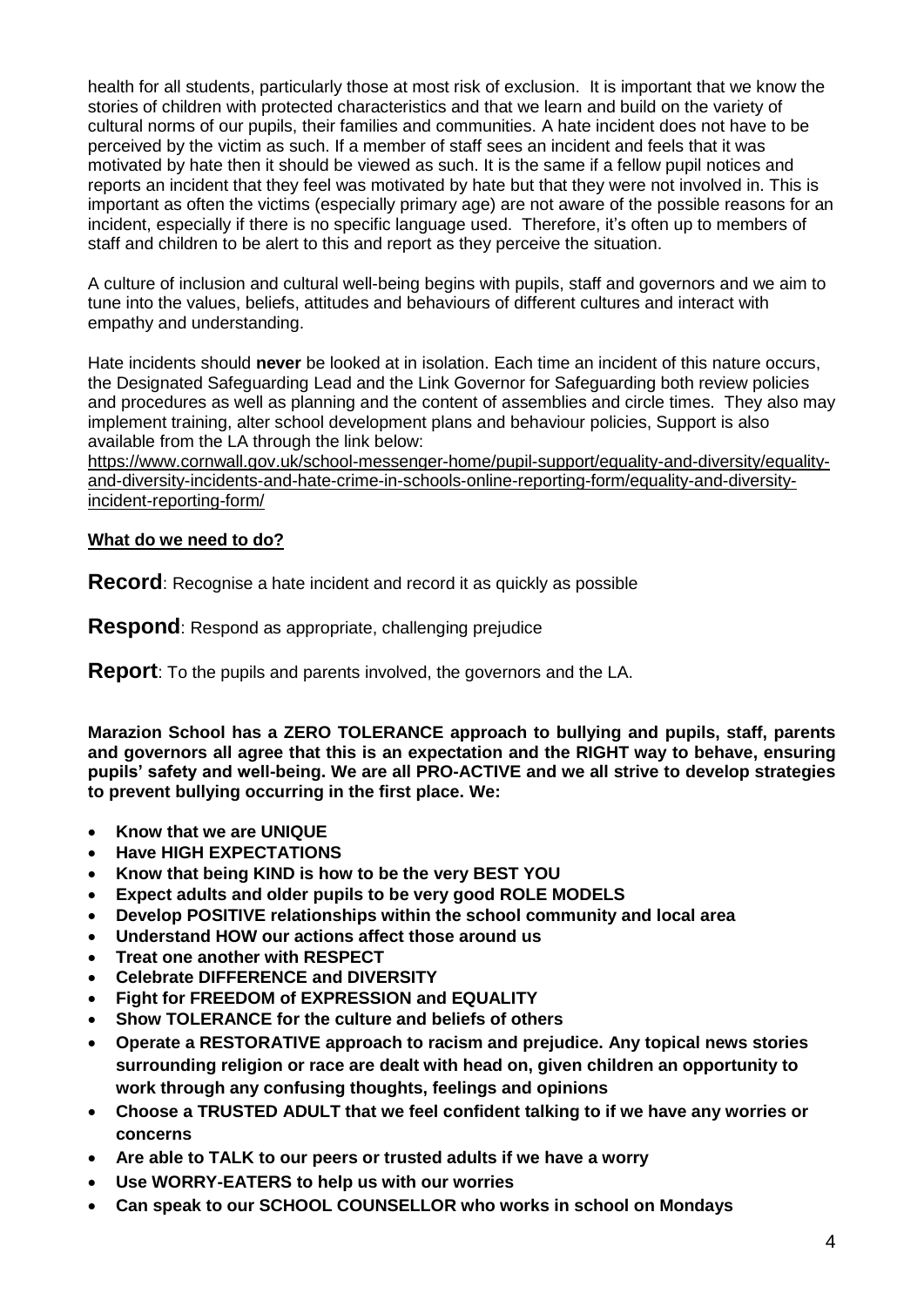health for all students, particularly those at most risk of exclusion. It is important that we know the stories of children with protected characteristics and that we learn and build on the variety of cultural norms of our pupils, their families and communities. A hate incident does not have to be perceived by the victim as such. If a member of staff sees an incident and feels that it was motivated by hate then it should be viewed as such. It is the same if a fellow pupil notices and reports an incident that they feel was motivated by hate but that they were not involved in. This is important as often the victims (especially primary age) are not aware of the possible reasons for an incident, especially if there is no specific language used. Therefore, it's often up to members of staff and children to be alert to this and report as they perceive the situation.

A culture of inclusion and cultural well-being begins with pupils, staff and governors and we aim to tune into the values, beliefs, attitudes and behaviours of different cultures and interact with empathy and understanding.

Hate incidents should **never** be looked at in isolation. Each time an incident of this nature occurs, the Designated Safeguarding Lead and the Link Governor for Safeguarding both review policies and procedures as well as planning and the content of assemblies and circle times. They also may implement training, alter school development plans and behaviour policies, Support is also available from the LA through the link below:
https://www.cornwall.gov.uk/school-messenger-home/pupil-support/equality-and-diversity/equality-and-diversity-incidents-and-hate-crime-in-schools-online-reporting-form/equality-and-diversity-incident-reporting-form/

**What do we need to do?**

**Record**: Recognise a hate incident and record it as quickly as possible

**Respond**: Respond as appropriate, challenging prejudice

**Report**: To the pupils and parents involved, the governors and the LA.

**Marazion School has a ZERO TOLERANCE approach to bullying and pupils, staff, parents and governors all agree that this is an expectation and the RIGHT way to behave, ensuring pupils' safety and well-being. We are all PRO-ACTIVE and we all strive to develop strategies to prevent bullying occurring in the first place. We:**

- **Know that we are UNIQUE**
- **Have HIGH EXPECTATIONS**
- **Know that being KIND is how to be the very BEST YOU**
- **Expect adults and older pupils to be very good ROLE MODELS**
- **Develop POSITIVE relationships within the school community and local area**
- **Understand HOW our actions affect those around us**
- **Treat one another with RESPECT**
- **Celebrate DIFFERENCE and DIVERSITY**
- **Fight for FREEDOM of EXPRESSION and EQUALITY**
- **Show TOLERANCE for the culture and beliefs of others**
- **Operate a RESTORATIVE approach to racism and prejudice. Any topical news stories surrounding religion or race are dealt with head on, given children an opportunity to work through any confusing thoughts, feelings and opinions**
- **Choose a TRUSTED ADULT that we feel confident talking to if we have any worries or concerns**
- **Are able to TALK to our peers or trusted adults if we have a worry**
- **Use WORRY-EATERS to help us with our worries**
- **Can speak to our SCHOOL COUNSELLOR who works in school on Mondays**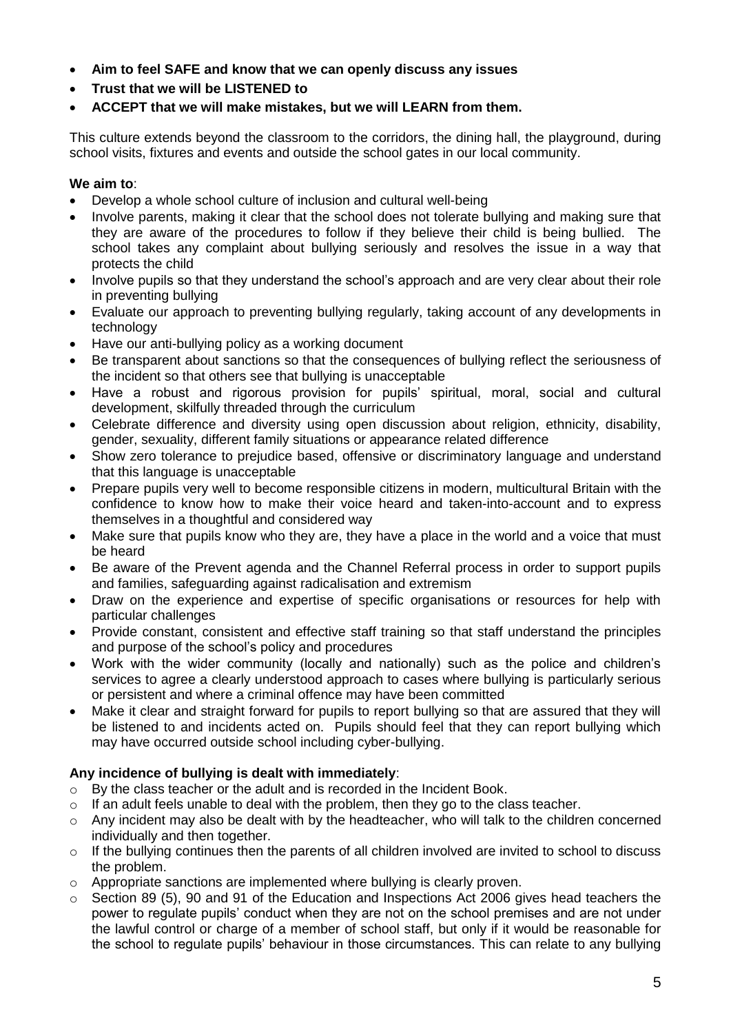- **Aim to feel SAFE and know that we can openly discuss any issues**
- **Trust that we will be LISTENED to**
- **ACCEPT that we will make mistakes, but we will LEARN from them.**

This culture extends beyond the classroom to the corridors, the dining hall, the playground, during school visits, fixtures and events and outside the school gates in our local community.

**We aim to**:

- Develop a whole school culture of inclusion and cultural well-being
- Involve parents, making it clear that the school does not tolerate bullying and making sure that they are aware of the procedures to follow if they believe their child is being bullied. The school takes any complaint about bullying seriously and resolves the issue in a way that protects the child
- Involve pupils so that they understand the school's approach and are very clear about their role in preventing bullying
- Evaluate our approach to preventing bullying regularly, taking account of any developments in technology
- Have our anti-bullying policy as a working document
- Be transparent about sanctions so that the consequences of bullying reflect the seriousness of the incident so that others see that bullying is unacceptable
- Have a robust and rigorous provision for pupils' spiritual, moral, social and cultural development, skilfully threaded through the curriculum
- Celebrate difference and diversity using open discussion about religion, ethnicity, disability, gender, sexuality, different family situations or appearance related difference
- Show zero tolerance to prejudice based, offensive or discriminatory language and understand that this language is unacceptable
- Prepare pupils very well to become responsible citizens in modern, multicultural Britain with the confidence to know how to make their voice heard and taken-into-account and to express themselves in a thoughtful and considered way
- Make sure that pupils know who they are, they have a place in the world and a voice that must be heard
- Be aware of the Prevent agenda and the Channel Referral process in order to support pupils and families, safeguarding against radicalisation and extremism
- Draw on the experience and expertise of specific organisations or resources for help with particular challenges
- Provide constant, consistent and effective staff training so that staff understand the principles and purpose of the school's policy and procedures
- Work with the wider community (locally and nationally) such as the police and children's services to agree a clearly understood approach to cases where bullying is particularly serious or persistent and where a criminal offence may have been committed
- Make it clear and straight forward for pupils to report bullying so that are assured that they will be listened to and incidents acted on. Pupils should feel that they can report bullying which may have occurred outside school including cyber-bullying.

**Any incidence of bullying is dealt with immediately**:

- By the class teacher or the adult and is recorded in the Incident Book.
- If an adult feels unable to deal with the problem, then they go to the class teacher.
- Any incident may also be dealt with by the headteacher, who will talk to the children concerned individually and then together.
- If the bullying continues then the parents of all children involved are invited to school to discuss the problem.
- Appropriate sanctions are implemented where bullying is clearly proven.
- Section 89 (5), 90 and 91 of the Education and Inspections Act 2006 gives head teachers the power to regulate pupils' conduct when they are not on the school premises and are not under the lawful control or charge of a member of school staff, but only if it would be reasonable for the school to regulate pupils' behaviour in those circumstances. This can relate to any bullying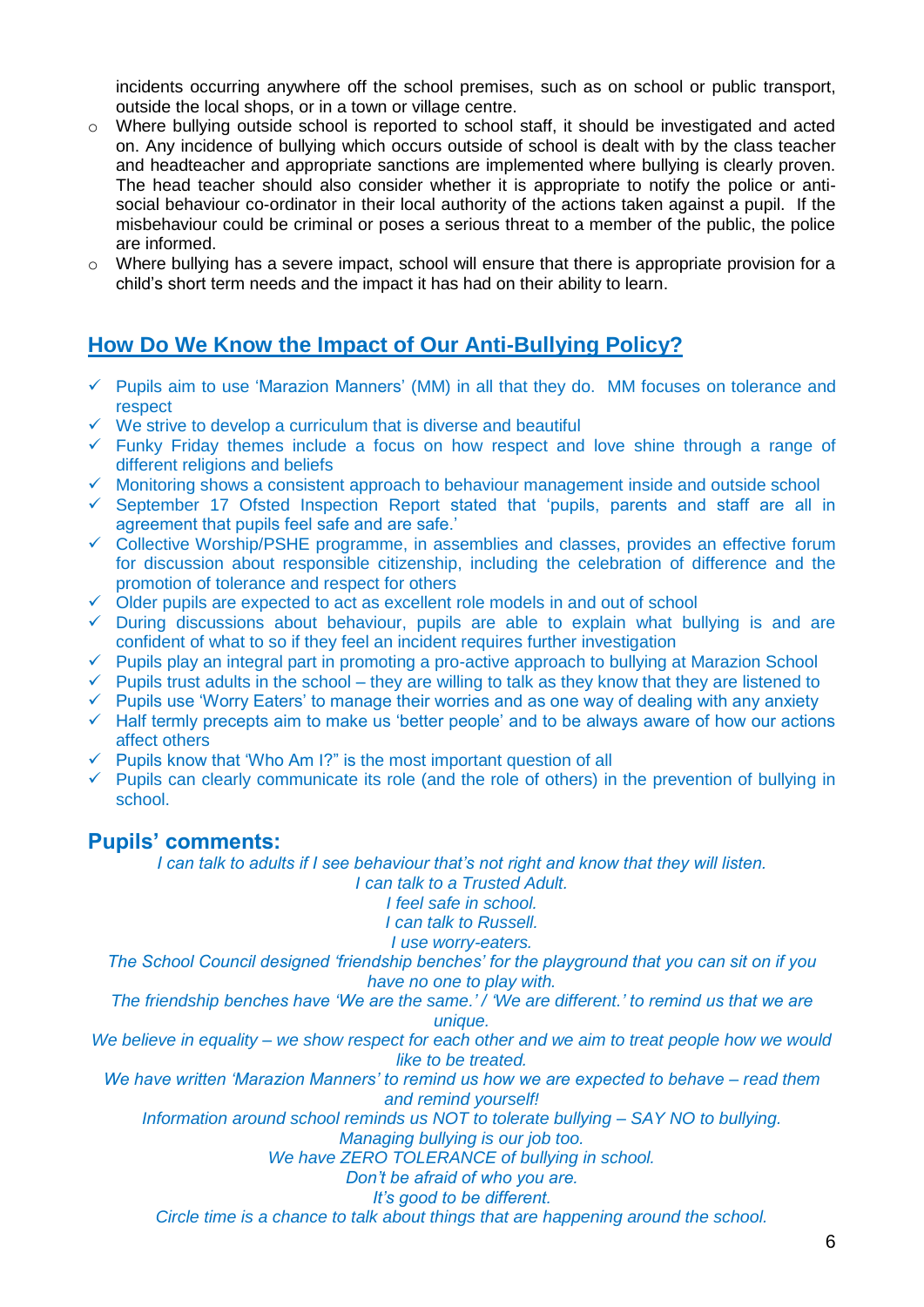incidents occurring anywhere off the school premises, such as on school or public transport, outside the local shops, or in a town or village centre.

- Where bullying outside school is reported to school staff, it should be investigated and acted on. Any incidence of bullying which occurs outside of school is dealt with by the class teacher and headteacher and appropriate sanctions are implemented where bullying is clearly proven. The head teacher should also consider whether it is appropriate to notify the police or anti-social behaviour co-ordinator in their local authority of the actions taken against a pupil. If the misbehaviour could be criminal or poses a serious threat to a member of the public, the police are informed.
- Where bullying has a severe impact, school will ensure that there is appropriate provision for a child's short term needs and the impact it has had on their ability to learn.

## How Do We Know the Impact of Our Anti-Bullying Policy?

- ✓ Pupils aim to use 'Marazion Manners' (MM) in all that they do. MM focuses on tolerance and respect
- ✓ We strive to develop a curriculum that is diverse and beautiful
- ✓ Funky Friday themes include a focus on how respect and love shine through a range of different religions and beliefs
- ✓ Monitoring shows a consistent approach to behaviour management inside and outside school
- ✓ September 17 Ofsted Inspection Report stated that 'pupils, parents and staff are all in agreement that pupils feel safe and are safe.'
- ✓ Collective Worship/PSHE programme, in assemblies and classes, provides an effective forum for discussion about responsible citizenship, including the celebration of difference and the promotion of tolerance and respect for others
- ✓ Older pupils are expected to act as excellent role models in and out of school
- ✓ During discussions about behaviour, pupils are able to explain what bullying is and are confident of what to so if they feel an incident requires further investigation
- ✓ Pupils play an integral part in promoting a pro-active approach to bullying at Marazion School
- ✓ Pupils trust adults in the school – they are willing to talk as they know that they are listened to
- ✓ Pupils use 'Worry Eaters' to manage their worries and as one way of dealing with any anxiety
- ✓ Half termly precepts aim to make us 'better people' and to be always aware of how our actions affect others
- ✓ Pupils know that 'Who Am I?" is the most important question of all
- ✓ Pupils can clearly communicate its role (and the role of others) in the prevention of bullying in school.

### Pupils' comments:

*I can talk to adults if I see behaviour that's not right and know that they will listen.*

*I can talk to a Trusted Adult.*

*I feel safe in school.*

*I can talk to Russell.*

*I use worry-eaters.*

*The School Council designed 'friendship benches' for the playground that you can sit on if you have no one to play with.*

*The friendship benches have 'We are the same.' / 'We are different.' to remind us that we are unique.*

*We believe in equality – we show respect for each other and we aim to treat people how we would like to be treated.*

*We have written 'Marazion Manners' to remind us how we are expected to behave – read them and remind yourself!*

*Information around school reminds us NOT to tolerate bullying – SAY NO to bullying.*

*Managing bullying is our job too.*

*We have ZERO TOLERANCE of bullying in school.*

*Don't be afraid of who you are.*

*It's good to be different.*

*Circle time is a chance to talk about things that are happening around the school.*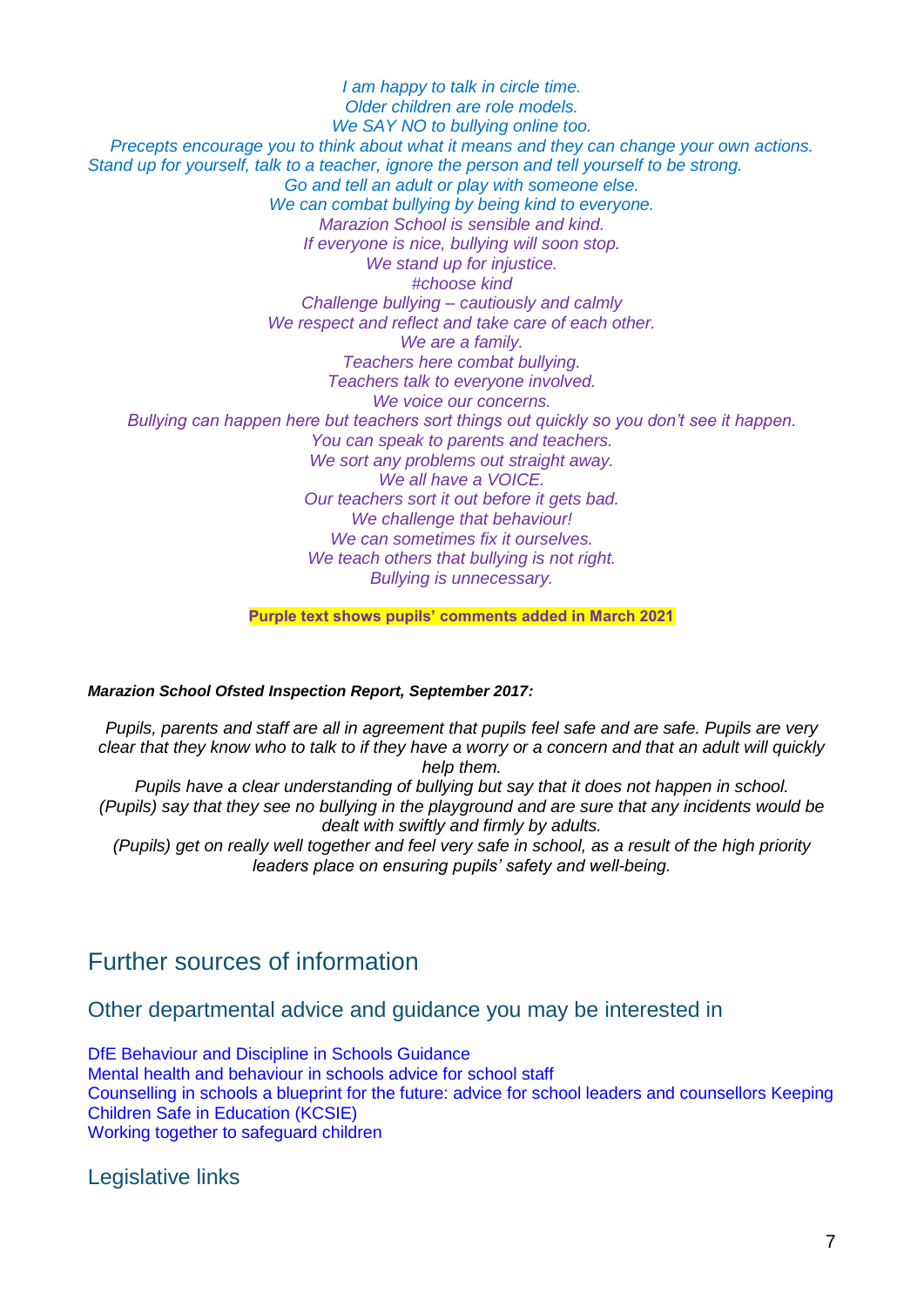*I am happy to talk in circle time.*
*Older children are role models.*
*We SAY NO to bullying online too.*
*Precepts encourage you to think about what it means and they can change your own actions.*
*Stand up for yourself, talk to a teacher, ignore the person and tell yourself to be strong.*
*Go and tell an adult or play with someone else.*
*We can combat bullying by being kind to everyone.*
*Marazion School is sensible and kind.*
*If everyone is nice, bullying will soon stop.*
*We stand up for injustice.*
*#choose kind*
*Challenge bullying – cautiously and calmly*
*We respect and reflect and take care of each other.*
*We are a family.*
*Teachers here combat bullying.*
*Teachers talk to everyone involved.*
*We voice our concerns.*
*Bullying can happen here but teachers sort things out quickly so you don't see it happen.*
*You can speak to parents and teachers.*
*We sort any problems out straight away.*
*We all have a VOICE.*
*Our teachers sort it out before it gets bad.*
*We challenge that behaviour!*
*We can sometimes fix it ourselves.*
*We teach others that bullying is not right.*
*Bullying is unnecessary.*

**Purple text shows pupils' comments added in March 2021**

***Marazion School Ofsted Inspection Report, September 2017:***

*Pupils, parents and staff are all in agreement that pupils feel safe and are safe. Pupils are very clear that they know who to talk to if they have a worry or a concern and that an adult will quickly help them.*
*Pupils have a clear understanding of bullying but say that it does not happen in school.*
*(Pupils) say that they see no bullying in the playground and are sure that any incidents would be dealt with swiftly and firmly by adults.*
*(Pupils) get on really well together and feel very safe in school, as a result of the high priority leaders place on ensuring pupils' safety and well-being.*

# Further sources of information

## Other departmental advice and guidance you may be interested in

DfE Behaviour and Discipline in Schools Guidance
Mental health and behaviour in schools advice for school staff
Counselling in schools a blueprint for the future: advice for school leaders and counsellors Keeping Children Safe in Education (KCSIE)
Working together to safeguard children

## Legislative links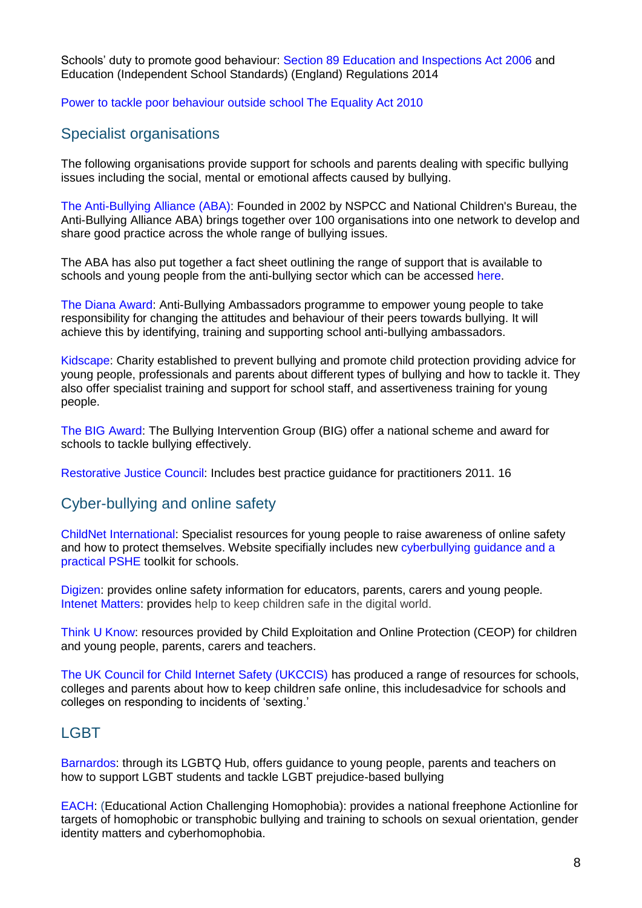Schools' duty to promote good behaviour: Section 89 Education and Inspections Act 2006 and Education (Independent School Standards) (England) Regulations 2014

Power to tackle poor behaviour outside school The Equality Act 2010

## Specialist organisations

The following organisations provide support for schools and parents dealing with specific bullying issues including the social, mental or emotional affects caused by bullying.

The Anti-Bullying Alliance (ABA): Founded in 2002 by NSPCC and National Children's Bureau, the Anti-Bullying Alliance ABA) brings together over 100 organisations into one network to develop and share good practice across the whole range of bullying issues.

The ABA has also put together a fact sheet outlining the range of support that is available to schools and young people from the anti-bullying sector which can be accessed here.

The Diana Award: Anti-Bullying Ambassadors programme to empower young people to take responsibility for changing the attitudes and behaviour of their peers towards bullying. It will achieve this by identifying, training and supporting school anti-bullying ambassadors.

Kidscape: Charity established to prevent bullying and promote child protection providing advice for young people, professionals and parents about different types of bullying and how to tackle it. They also offer specialist training and support for school staff, and assertiveness training for young people.

The BIG Award: The Bullying Intervention Group (BIG) offer a national scheme and award for schools to tackle bullying effectively.

Restorative Justice Council: Includes best practice guidance for practitioners 2011. 16

## Cyber-bullying and online safety

ChildNet International: Specialist resources for young people to raise awareness of online safety and how to protect themselves. Website specifially includes new cyberbullying guidance and a practical PSHE toolkit for schools.

Digizen: provides online safety information for educators, parents, carers and young people.
Intenet Matters: provides help to keep children safe in the digital world.

Think U Know: resources provided by Child Exploitation and Online Protection (CEOP) for children and young people, parents, carers and teachers.

The UK Council for Child Internet Safety (UKCCIS) has produced a range of resources for schools, colleges and parents about how to keep children safe online, this includesadvice for schools and colleges on responding to incidents of 'sexting.'

## LGBT

Barnardos: through its LGBTQ Hub, offers guidance to young people, parents and teachers on how to support LGBT students and tackle LGBT prejudice-based bullying

EACH: (Educational Action Challenging Homophobia): provides a national freephone Actionline for targets of homophobic or transphobic bullying and training to schools on sexual orientation, gender identity matters and cyberhomophobia.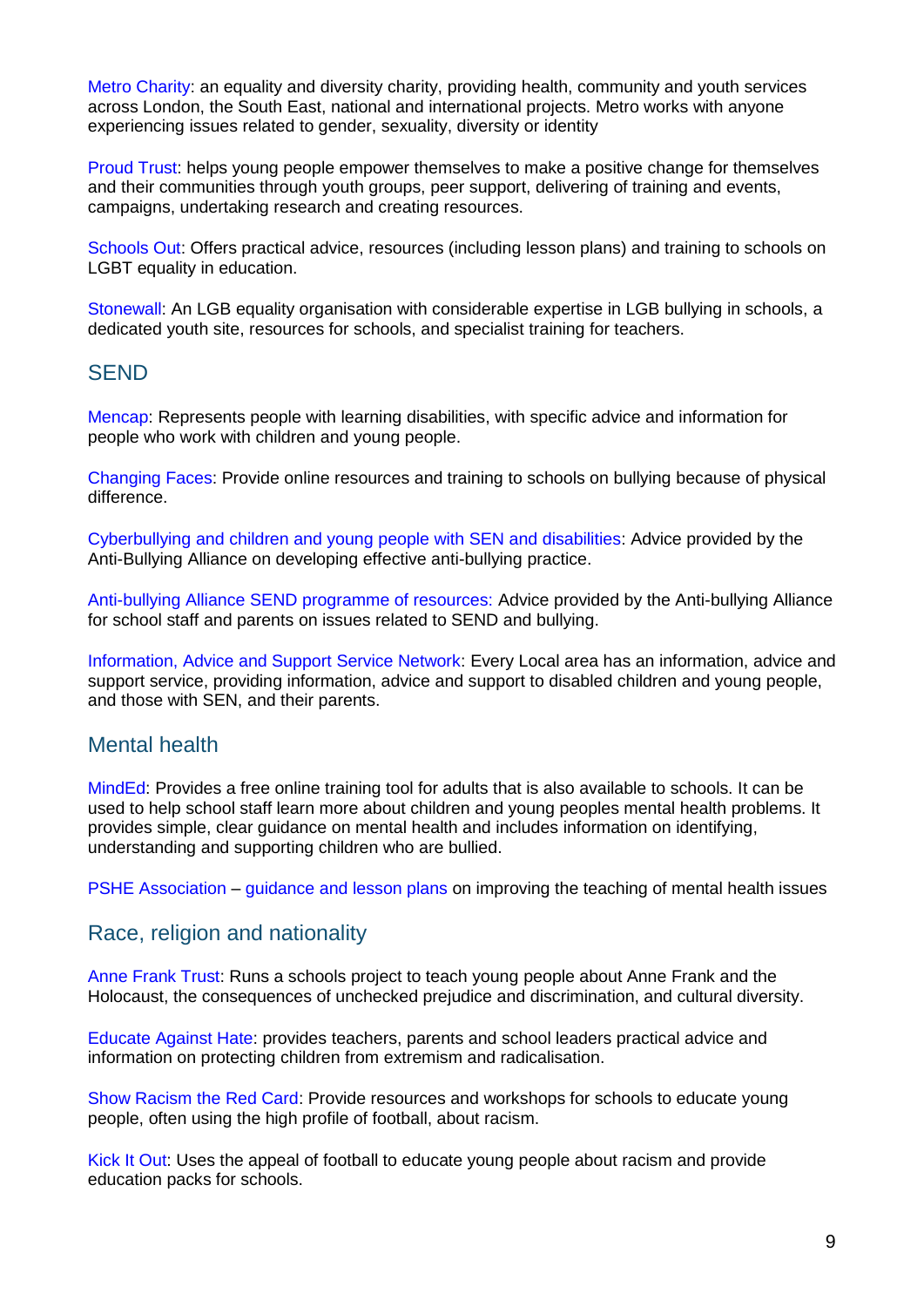Metro Charity: an equality and diversity charity, providing health, community and youth services across London, the South East, national and international projects. Metro works with anyone experiencing issues related to gender, sexuality, diversity or identity

Proud Trust: helps young people empower themselves to make a positive change for themselves and their communities through youth groups, peer support, delivering of training and events, campaigns, undertaking research and creating resources.

Schools Out: Offers practical advice, resources (including lesson plans) and training to schools on LGBT equality in education.

Stonewall: An LGB equality organisation with considerable expertise in LGB bullying in schools, a dedicated youth site, resources for schools, and specialist training for teachers.

## SEND

Mencap: Represents people with learning disabilities, with specific advice and information for people who work with children and young people.

Changing Faces: Provide online resources and training to schools on bullying because of physical difference.

Cyberbullying and children and young people with SEN and disabilities: Advice provided by the Anti-Bullying Alliance on developing effective anti-bullying practice.

Anti-bullying Alliance SEND programme of resources: Advice provided by the Anti-bullying Alliance for school staff and parents on issues related to SEND and bullying.

Information, Advice and Support Service Network: Every Local area has an information, advice and support service, providing information, advice and support to disabled children and young people, and those with SEN, and their parents.

## Mental health

MindEd: Provides a free online training tool for adults that is also available to schools. It can be used to help school staff learn more about children and young peoples mental health problems. It provides simple, clear guidance on mental health and includes information on identifying, understanding and supporting children who are bullied.

PSHE Association – guidance and lesson plans on improving the teaching of mental health issues

## Race, religion and nationality

Anne Frank Trust: Runs a schools project to teach young people about Anne Frank and the Holocaust, the consequences of unchecked prejudice and discrimination, and cultural diversity.

Educate Against Hate: provides teachers, parents and school leaders practical advice and information on protecting children from extremism and radicalisation.

Show Racism the Red Card: Provide resources and workshops for schools to educate young people, often using the high profile of football, about racism.

Kick It Out: Uses the appeal of football to educate young people about racism and provide education packs for schools.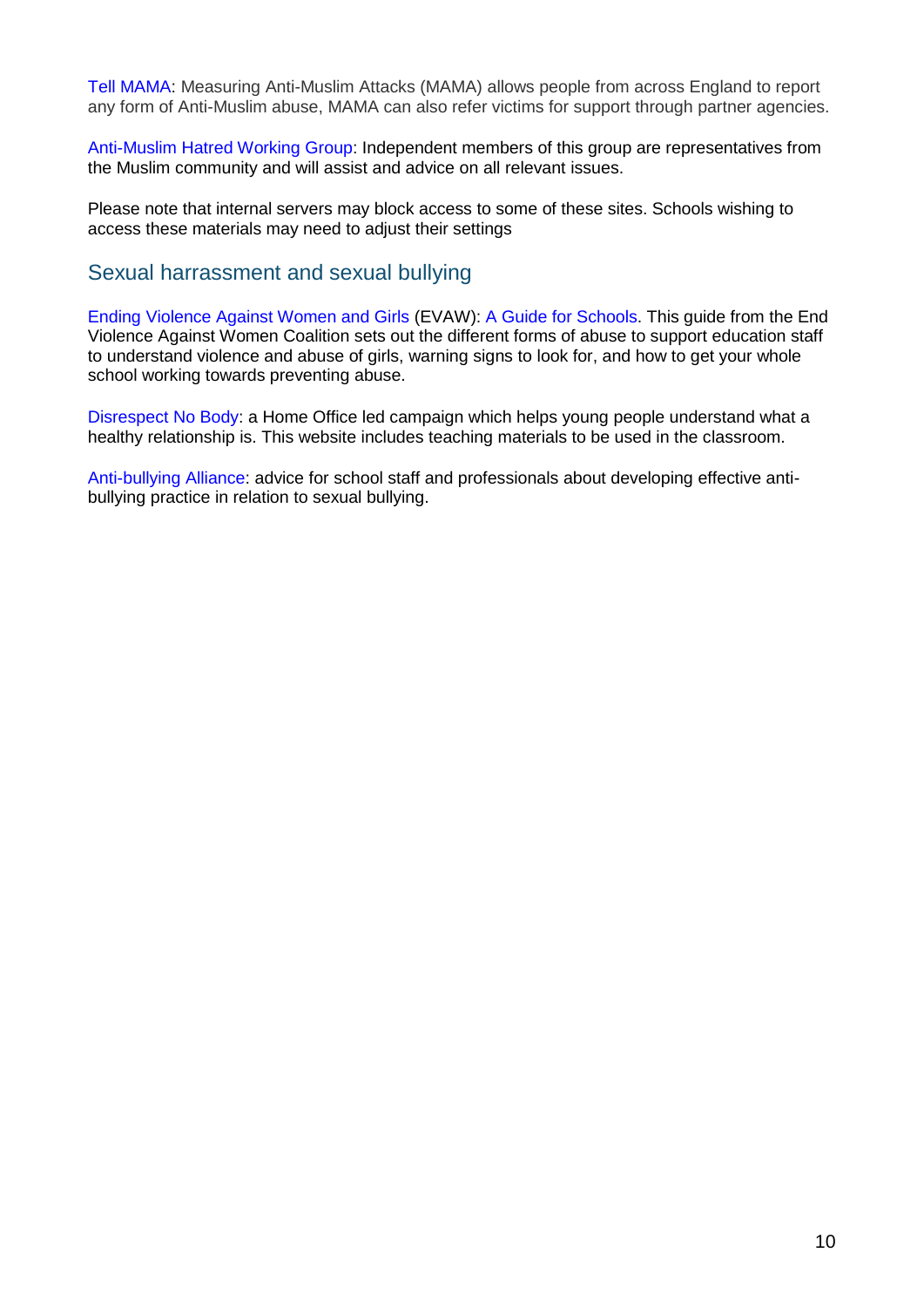Tell MAMA: Measuring Anti-Muslim Attacks (MAMA) allows people from across England to report any form of Anti-Muslim abuse, MAMA can also refer victims for support through partner agencies.

Anti-Muslim Hatred Working Group: Independent members of this group are representatives from the Muslim community and will assist and advice on all relevant issues.

Please note that internal servers may block access to some of these sites. Schools wishing to access these materials may need to adjust their settings

## Sexual harrassment and sexual bullying

Ending Violence Against Women and Girls (EVAW): A Guide for Schools. This guide from the End Violence Against Women Coalition sets out the different forms of abuse to support education staff to understand violence and abuse of girls, warning signs to look for, and how to get your whole school working towards preventing abuse.

Disrespect No Body: a Home Office led campaign which helps young people understand what a healthy relationship is. This website includes teaching materials to be used in the classroom.

Anti-bullying Alliance: advice for school staff and professionals about developing effective anti-bullying practice in relation to sexual bullying.